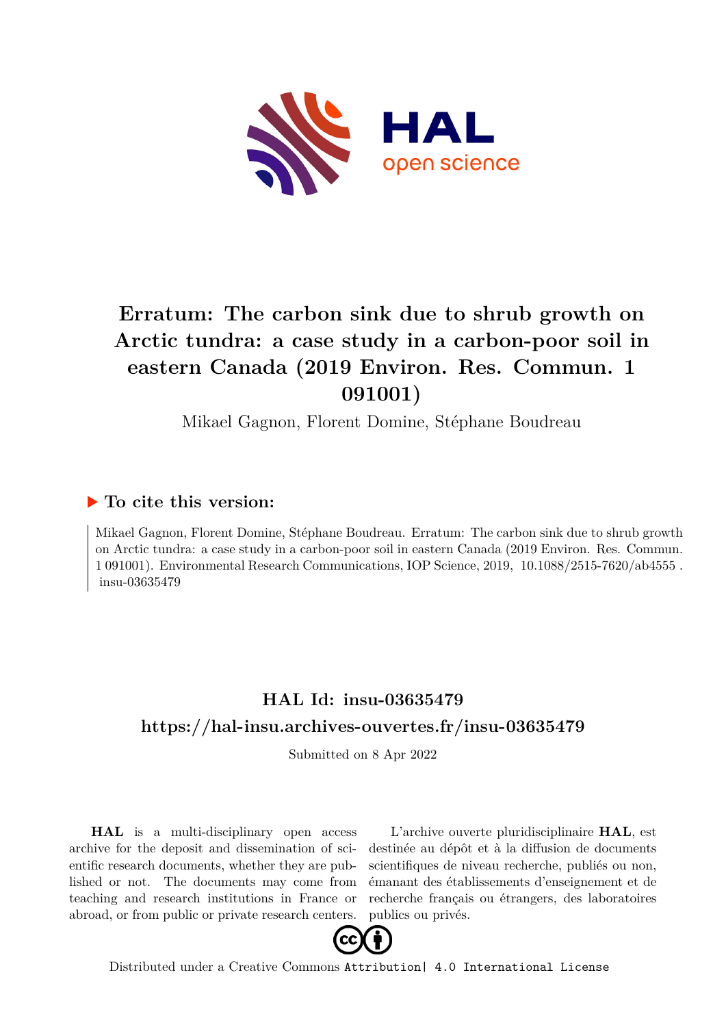# Erratum: The carbon sink due to shrub growth on Arctic tundra: a case study in a carbon-poor soil in eastern Canada (2019 Environ. Res. Commun. 1 091001)

Mikael Gagnon, Florent Domine, Stéphane Boudreau

## ▶ To cite this version:

Mikael Gagnon, Florent Domine, Stéphane Boudreau. Erratum: The carbon sink due to shrub growth on Arctic tundra: a case study in a carbon-poor soil in eastern Canada (2019 Environ. Res. Commun. 1 091001). Environmental Research Communications, IOP Science, 2019, 10.1088/2515-7620/ab4555. insu-03635479

## HAL Id: insu-03635479

## https://hal-insu.archives-ouvertes.fr/insu-03635479

Submitted on 8 Apr 2022

**HAL** is a multi-disciplinary open access archive for the deposit and dissemination of scientific research documents, whether they are published or not. The documents may come from teaching and research institutions in France or abroad, or from public or private research centers.

L'archive ouverte pluridisciplinaire **HAL**, est destinée au dépôt et à la diffusion de documents scientifiques de niveau recherche, publiés ou non, émanant des établissements d'enseignement et de recherche français ou étrangers, des laboratoires publics ou privés.

Distributed under a Creative Commons Attribution| 4.0 International License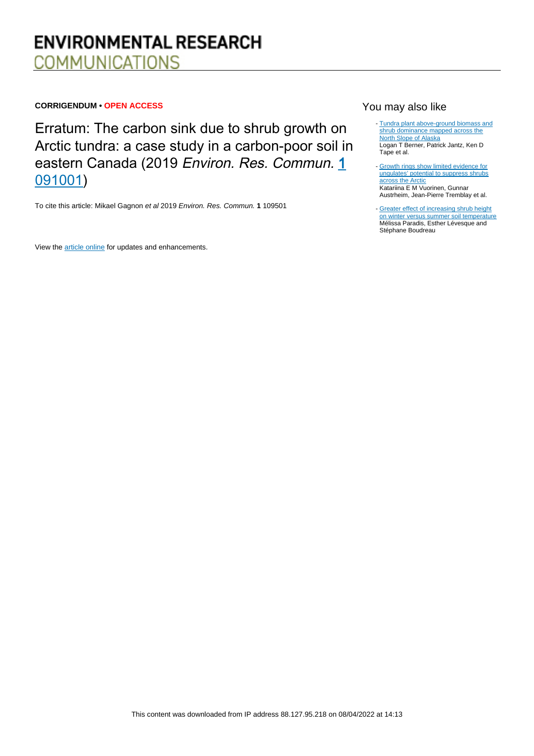**CORRIGENDUM • OPEN ACCESS**

# Erratum: The carbon sink due to shrub growth on Arctic tundra: a case study in a carbon-poor soil in eastern Canada (2019 *Environ. Res. Commun.* 1 091001)

To cite this article: Mikael Gagnon *et al* 2019 *Environ. Res. Commun.* **1** 109501

View the article online for updates and enhancements.

## You may also like

- Tundra plant above-ground biomass and shrub dominance mapped across the North Slope of Alaska
Logan T Berner, Patrick Jantz, Ken D Tape et al.

- Growth rings show limited evidence for ungulates' potential to suppress shrubs across the Arctic
Katariina E M Vuorinen, Gunnar Austrheim, Jean-Pierre Tremblay et al.

- Greater effect of increasing shrub height on winter versus summer soil temperature
Mélissa Paradis, Esther Lévesque and Stéphane Boudreau

This content was downloaded from IP address 88.127.95.218 on 08/04/2022 at 14:13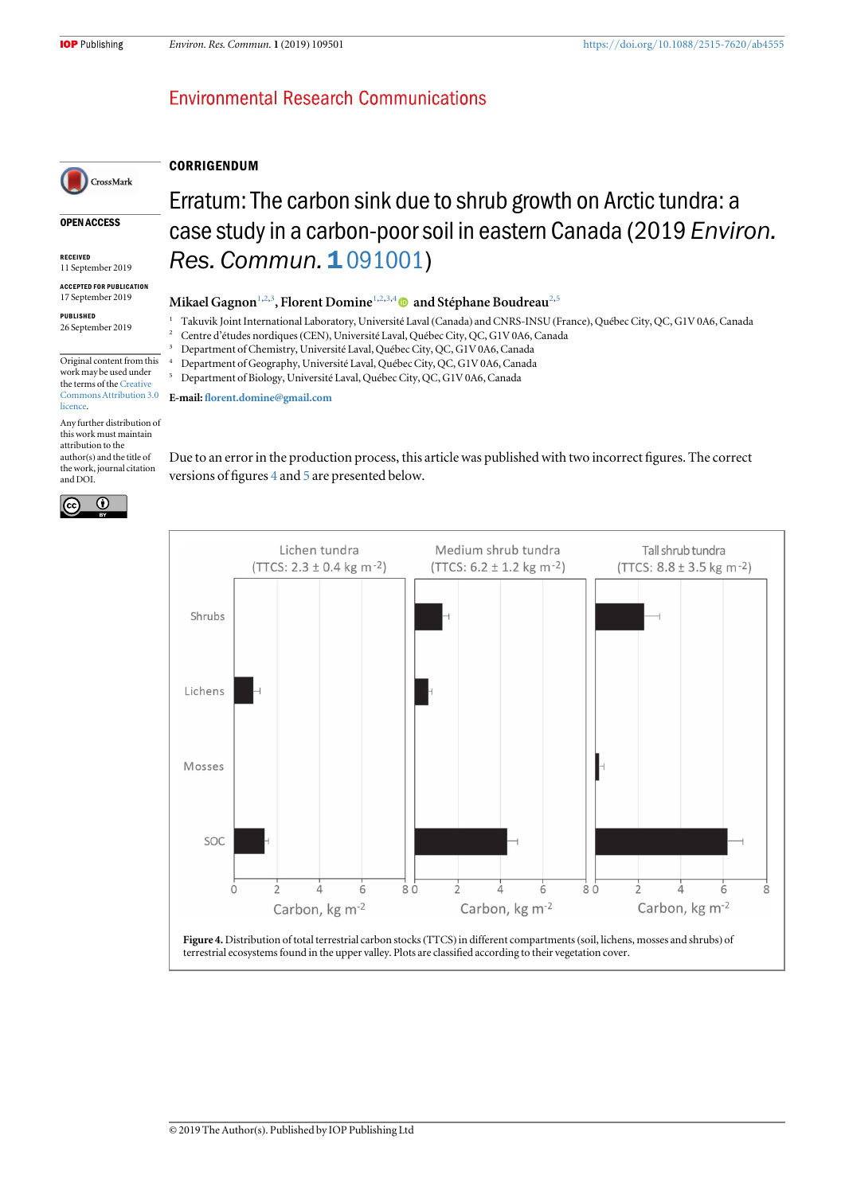**CORRIGENDUM**

# Erratum: The carbon sink due to shrub growth on Arctic tundra: a case study in a carbon-poor soil in eastern Canada (2019 *Environ. Res. Commun.* **1** 091001)

**Mikael Gagnon**[1,2,3], **Florent Domine**[1,2,3,4] **and Stéphane Boudreau**[2,5]

[1] Takuvik Joint International Laboratory, Université Laval (Canada) and CNRS-INSU (France), Québec City, QC, G1V 0A6, Canada
[2] Centre d'études nordiques (CEN), Université Laval, Québec City, QC, G1V 0A6, Canada
[3] Department of Chemistry, Université Laval, Québec City, QC, G1V 0A6, Canada
[4] Department of Geography, Université Laval, Québec City, QC, G1V 0A6, Canada
[5] Department of Biology, Université Laval, Québec City, QC, G1V 0A6, Canada

**E-mail:** florent.domine@gmail.com

OPEN ACCESS

RECEIVED
11 September 2019

ACCEPTED FOR PUBLICATION
17 September 2019

PUBLISHED
26 September 2019

Original content from this work may be used under the terms of the Creative Commons Attribution 3.0 licence.

Any further distribution of this work must maintain attribution to the author(s) and the title of the work, journal citation and DOI.

Due to an error in the production process, this article was published with two incorrect figures. The correct versions of figures 4 and 5 are presented below.

**Figure 4.** Distribution of total terrestrial carbon stocks (TTCS) in different compartments (soil, lichens, mosses and shrubs) of terrestrial ecosystems found in the upper valley. Plots are classified according to their vegetation cover.

© 2019 The Author(s). Published by IOP Publishing Ltd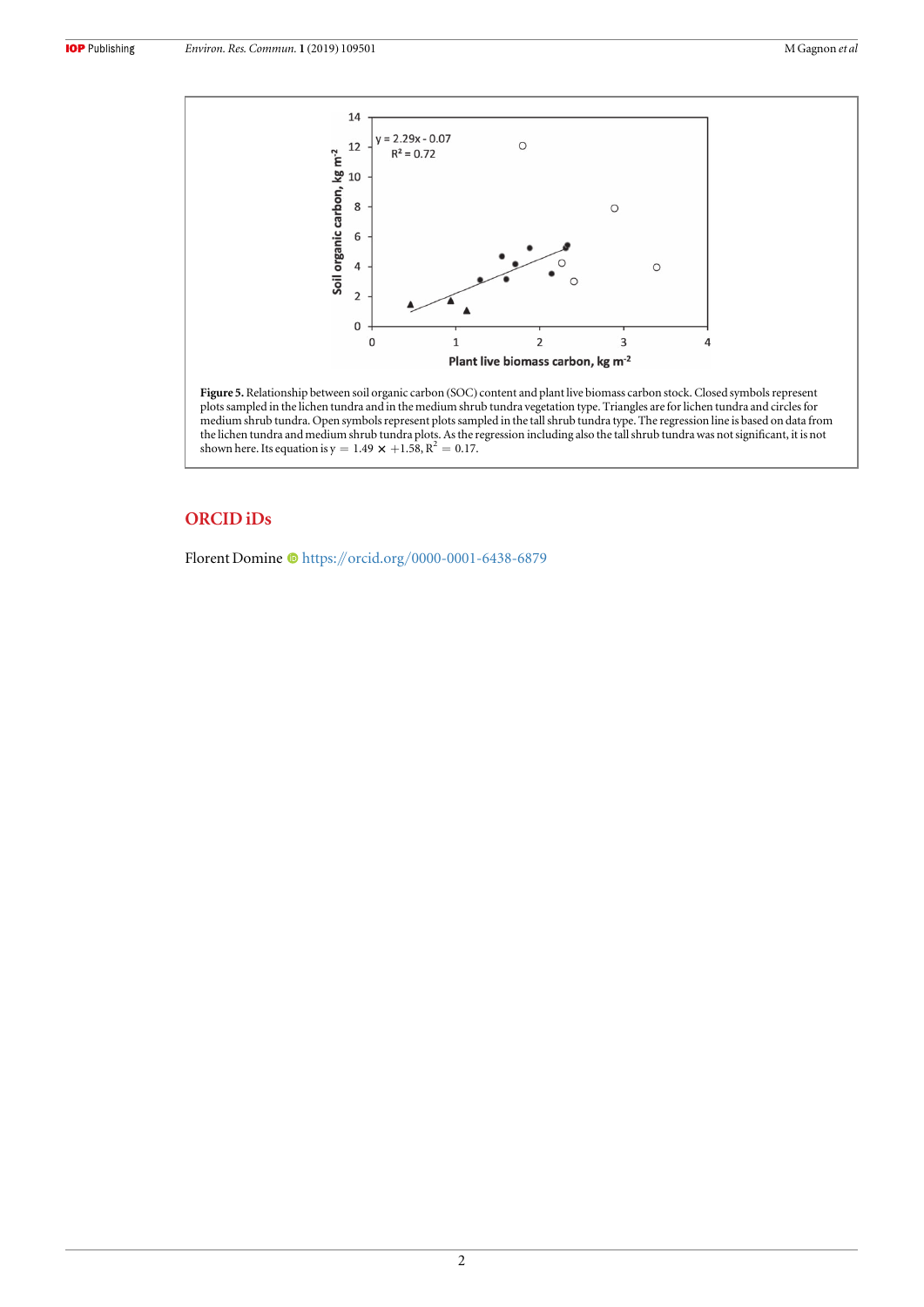y = 2.29x - 0.07

$R^2$ = 0.72

Soil organic carbon, kg m$^{-2}$

Plant live biomass carbon, kg m$^{-2}$

0, 2, 4, 6, 8, 10, 12, 14

0, 1, 2, 3, 4

**Figure 5.** Relationship between soil organic carbon (SOC) content and plant live biomass carbon stock. Closed symbols represent plots sampled in the lichen tundra and in the medium shrub tundra vegetation type. Triangles are for lichen tundra and circles for medium shrub tundra. Open symbols represent plots sampled in the tall shrub tundra type. The regression line is based on data from the lichen tundra and medium shrub tundra plots. As the regression including also the tall shrub tundra was not significant, it is not shown here. Its equation is $y = 1.49 \times +1.58$, $R^2 = 0.17$.

## ORCID iDs

Florent Domine https://orcid.org/0000-0001-6438-6879